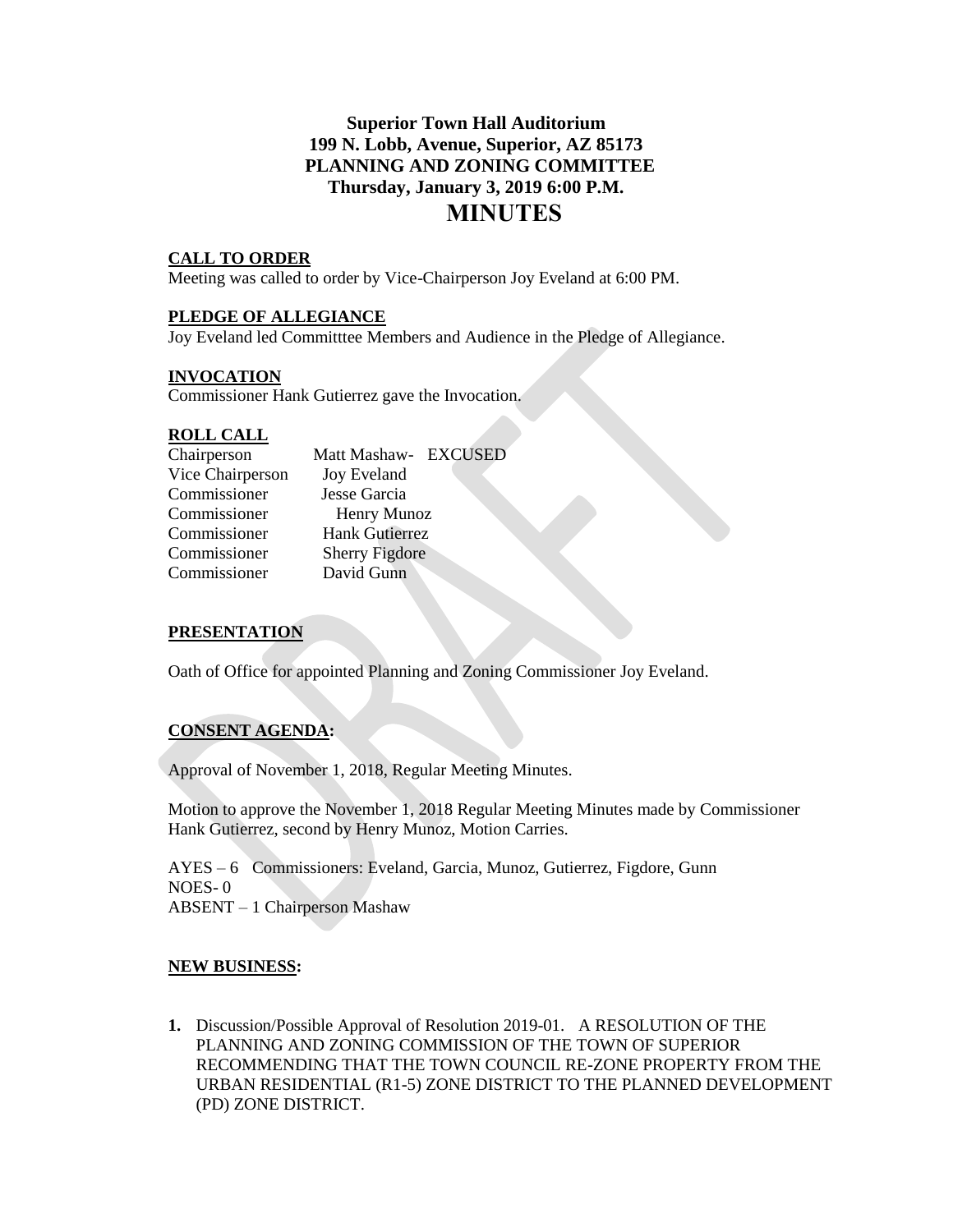# Superior Town Hall Auditorium
## 199 N. Lobb, Avenue, Superior, AZ 85173
## PLANNING AND ZONING COMMITTEE
## Thursday, January 3, 2019 6:00 P.M.

# MINUTES

**CALL TO ORDER**

Meeting was called to order by Vice-Chairperson Joy Eveland at 6:00 PM.

**PLEDGE OF ALLEGIANCE**

Joy Eveland led Committtee Members and Audience in the Pledge of Allegiance.

**INVOCATION**

Commissioner Hank Gutierrez gave the Invocation.

**ROLL CALL**

| | |
|---|---|
| Chairperson | Matt Mashaw- EXCUSED |
| Vice Chairperson | Joy Eveland |
| Commissioner | Jesse Garcia |
| Commissioner | Henry Munoz |
| Commissioner | Hank Gutierrez |
| Commissioner | Sherry Figdore |
| Commissioner | David Gunn |

**PRESENTATION**

Oath of Office for appointed Planning and Zoning Commissioner Joy Eveland.

**CONSENT AGENDA:**

Approval of November 1, 2018, Regular Meeting Minutes.

Motion to approve the November 1, 2018 Regular Meeting Minutes made by Commissioner Hank Gutierrez, second by Henry Munoz, Motion Carries.

AYES – 6 Commissioners: Eveland, Garcia, Munoz, Gutierrez, Figdore, Gunn
NOES- 0
ABSENT – 1 Chairperson Mashaw

**NEW BUSINESS:**

1. Discussion/Possible Approval of Resolution 2019-01. A RESOLUTION OF THE PLANNING AND ZONING COMMISSION OF THE TOWN OF SUPERIOR RECOMMENDING THAT THE TOWN COUNCIL RE-ZONE PROPERTY FROM THE URBAN RESIDENTIAL (R1-5) ZONE DISTRICT TO THE PLANNED DEVELOPMENT (PD) ZONE DISTRICT.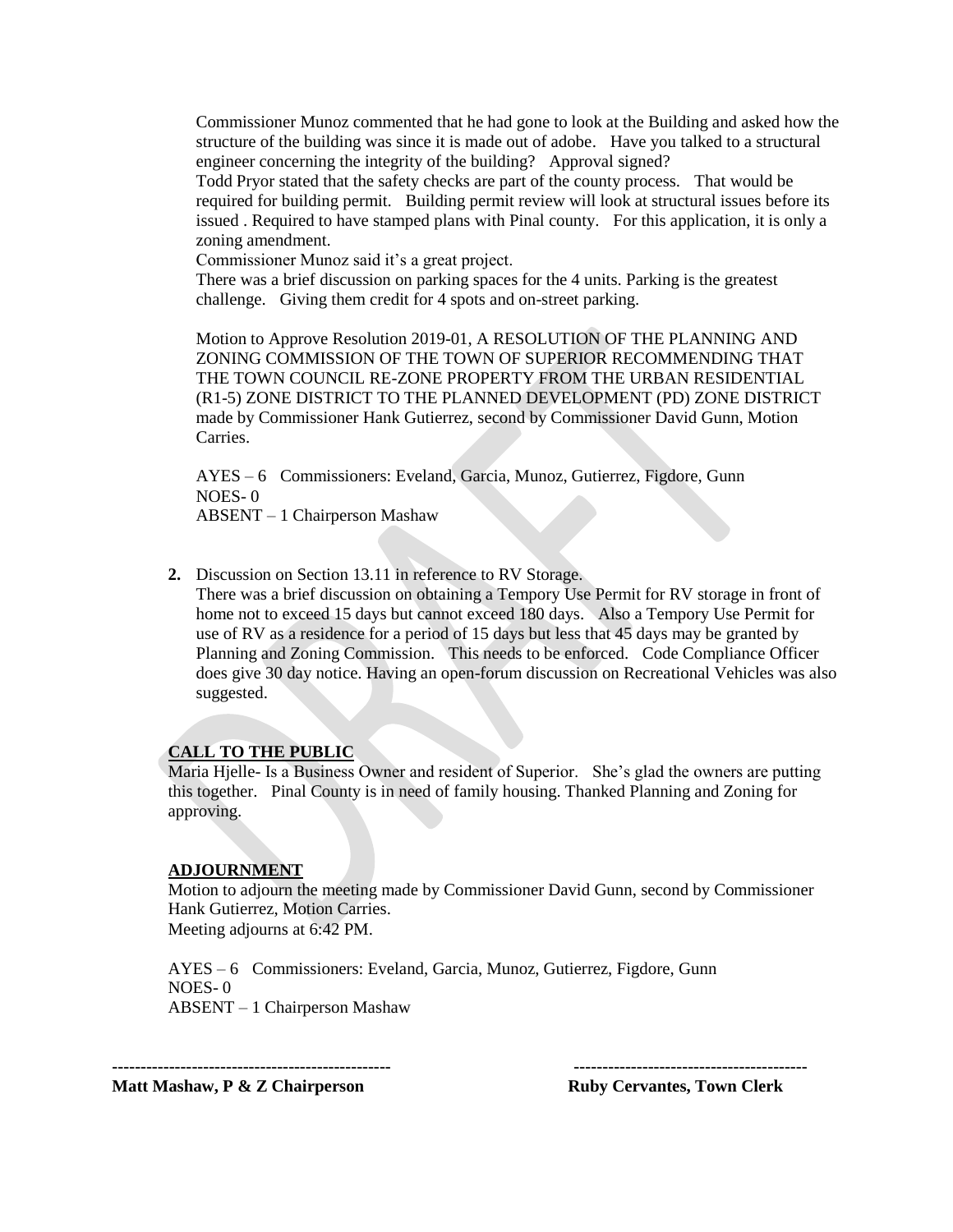Commissioner Munoz commented that he had gone to look at the Building and asked how the structure of the building was since it is made out of adobe. Have you talked to a structural engineer concerning the integrity of the building? Approval signed?
Todd Pryor stated that the safety checks are part of the county process. That would be required for building permit. Building permit review will look at structural issues before its issued . Required to have stamped plans with Pinal county. For this application, it is only a zoning amendment.
Commissioner Munoz said it's a great project.
There was a brief discussion on parking spaces for the 4 units. Parking is the greatest challenge. Giving them credit for 4 spots and on-street parking.

Motion to Approve Resolution 2019-01, A RESOLUTION OF THE PLANNING AND ZONING COMMISSION OF THE TOWN OF SUPERIOR RECOMMENDING THAT THE TOWN COUNCIL RE-ZONE PROPERTY FROM THE URBAN RESIDENTIAL (R1-5) ZONE DISTRICT TO THE PLANNED DEVELOPMENT (PD) ZONE DISTRICT made by Commissioner Hank Gutierrez, second by Commissioner David Gunn, Motion Carries.

AYES – 6 Commissioners: Eveland, Garcia, Munoz, Gutierrez, Figdore, Gunn
NOES- 0
ABSENT – 1 Chairperson Mashaw

2. Discussion on Section 13.11 in reference to RV Storage.
There was a brief discussion on obtaining a Tempory Use Permit for RV storage in front of home not to exceed 15 days but cannot exceed 180 days. Also a Tempory Use Permit for use of RV as a residence for a period of 15 days but less that 45 days may be granted by Planning and Zoning Commission. This needs to be enforced. Code Compliance Officer does give 30 day notice. Having an open-forum discussion on Recreational Vehicles was also suggested.

**CALL TO THE PUBLIC**

Maria Hjelle- Is a Business Owner and resident of Superior. She's glad the owners are putting this together. Pinal County is in need of family housing. Thanked Planning and Zoning for approving.

**ADJOURNMENT**

Motion to adjourn the meeting made by Commissioner David Gunn, second by Commissioner Hank Gutierrez, Motion Carries.
Meeting adjourns at 6:42 PM.

AYES – 6 Commissioners: Eveland, Garcia, Munoz, Gutierrez, Figdore, Gunn
NOES- 0
ABSENT – 1 Chairperson Mashaw

------------------------------------------------ ----------------------------------------

**Matt Mashaw, P & Z Chairperson** **Ruby Cervantes, Town Clerk**